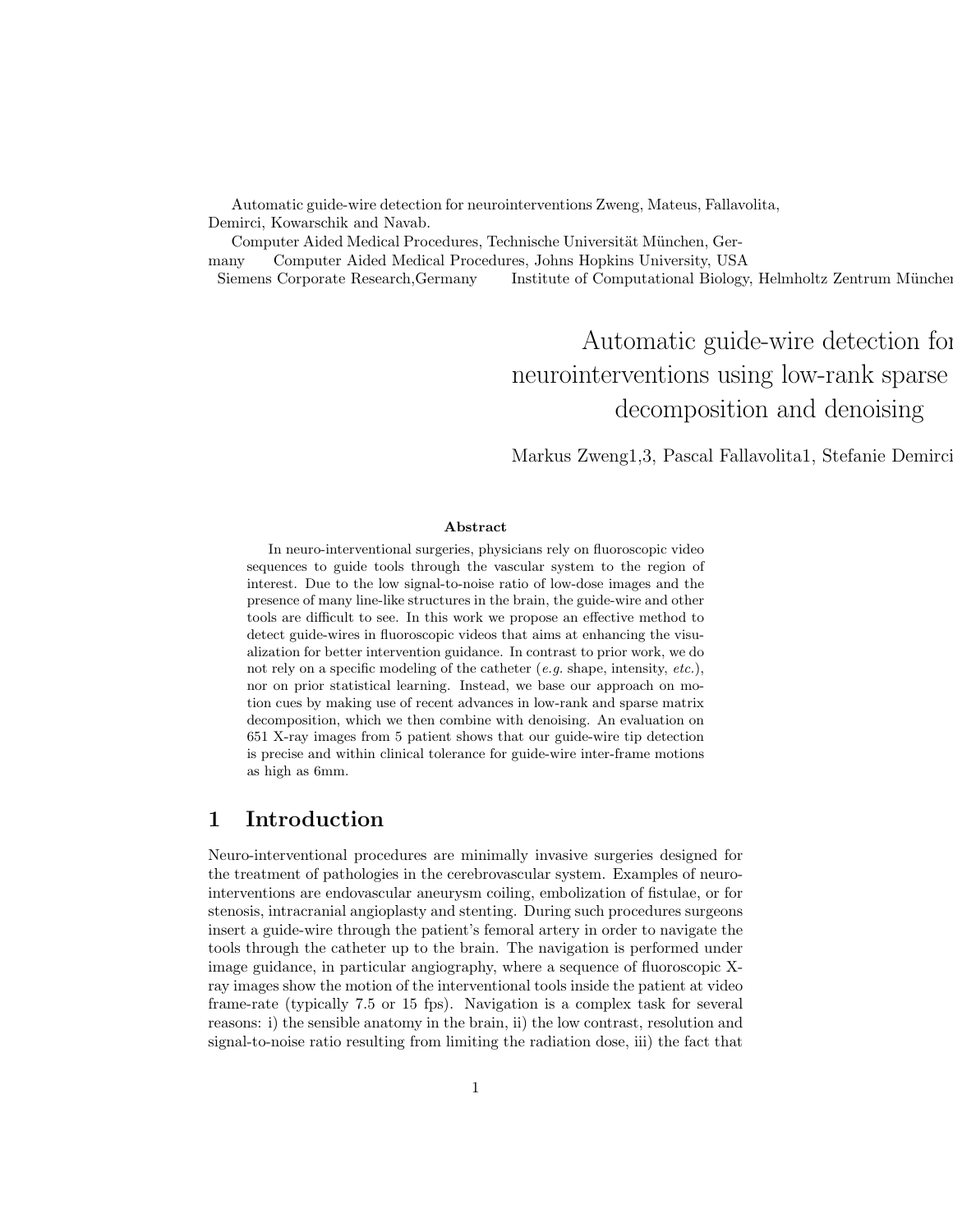Automatic guide-wire detection for neurointerventions Zweng, Mateus, Fallavolita, Demirci, Kowarschik and Navab.

Computer Aided Medical Procedures, Technische Universität München, Germany Computer Aided Medical Procedures, Johns Hopkins University, USA Siemens Corporate Research,Germany Institute of Computational Biology, Helmholtz Zentrum Müncher

# Automatic guide-wire detection for neurointerventions using low-rank sparse decomposition and denoising

Markus Zweng1,3, Pascal Fallavolita1, Stefanie Demirci

### Abstract

In neuro-interventional surgeries, physicians rely on fluoroscopic video sequences to guide tools through the vascular system to the region of interest. Due to the low signal-to-noise ratio of low-dose images and the presence of many line-like structures in the brain, the guide-wire and other tools are difficult to see. In this work we propose an effective method to detect guide-wires in fluoroscopic videos that aims at enhancing the visualization for better intervention guidance. In contrast to prior work, we do not rely on a specific modeling of the catheter (*e.g.* shape, intensity, *etc.*), nor on prior statistical learning. Instead, we base our approach on motion cues by making use of recent advances in low-rank and sparse matrix decomposition, which we then combine with denoising. An evaluation on 651 X-ray images from 5 patient shows that our guide-wire tip detection is precise and within clinical tolerance for guide-wire inter-frame motions as high as 6mm.

## 1 Introduction

Neuro-interventional procedures are minimally invasive surgeries designed for the treatment of pathologies in the cerebrovascular system. Examples of neuro-interventions are endovascular aneurysm coiling, embolization of fistulae, or for stenosis, intracranial angioplasty and stenting. During such procedures surgeons insert a guide-wire through the patient's femoral artery in order to navigate the tools through the catheter up to the brain. The navigation is performed under image guidance, in particular angiography, where a sequence of fluoroscopic X-ray images show the motion of the interventional tools inside the patient at video frame-rate (typically 7.5 or 15 fps). Navigation is a complex task for several reasons: i) the sensible anatomy in the brain, ii) the low contrast, resolution and signal-to-noise ratio resulting from limiting the radiation dose, iii) the fact that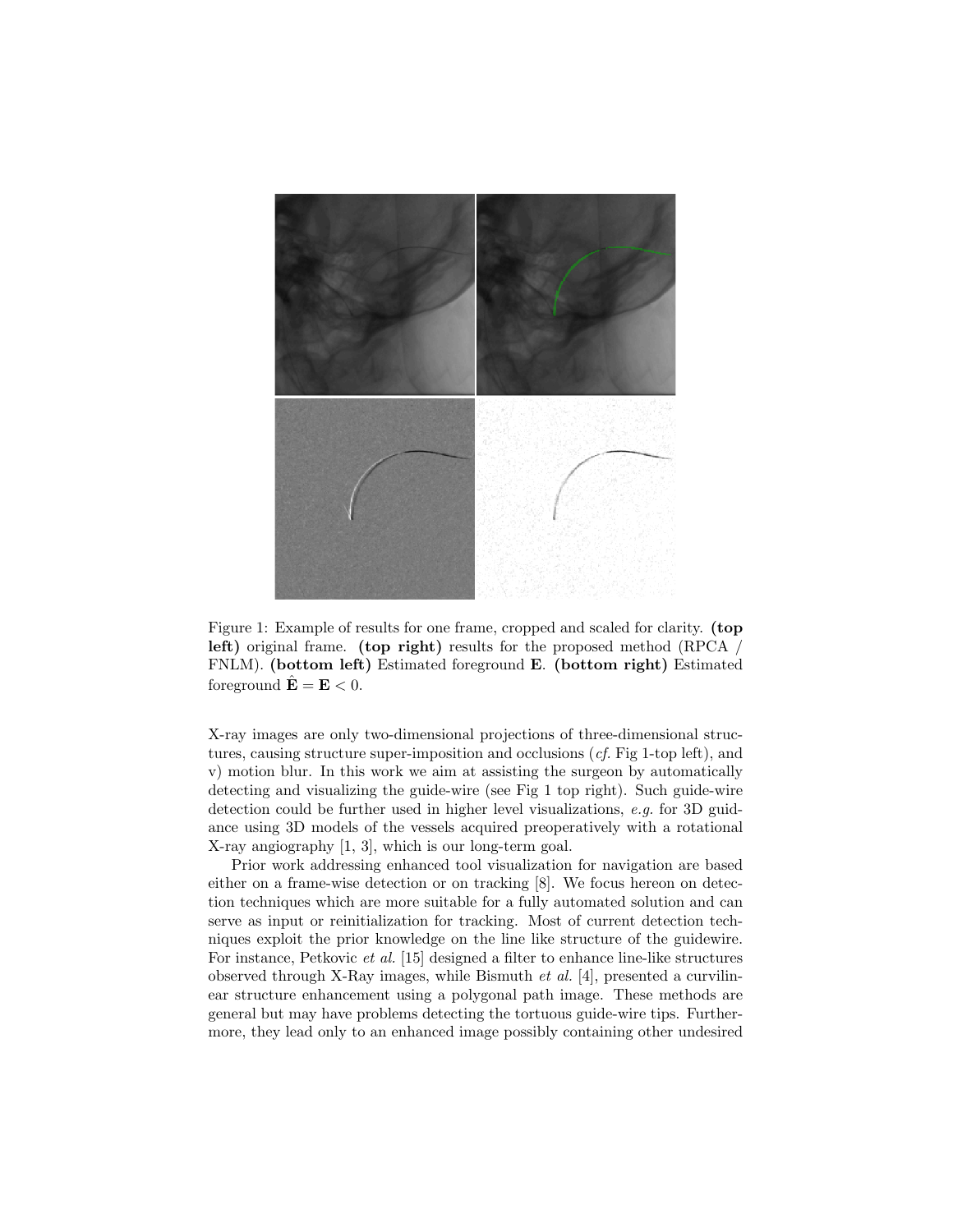Figure 1: Example of results for one frame, cropped and scaled for clarity. **(top left)** original frame. **(top right)** results for the proposed method (RPCA / FNLM). **(bottom left)** Estimated foreground $\mathbf{E}$. **(bottom right)** Estimated foreground $\hat{\mathbf{E}} = \mathbf{E} < 0$.

X-ray images are only two-dimensional projections of three-dimensional structures, causing structure super-imposition and occlusions (*cf.* Fig 1-top left), and v) motion blur. In this work we aim at assisting the surgeon by automatically detecting and visualizing the guide-wire (see Fig 1 top right). Such guide-wire detection could be further used in higher level visualizations, *e.g.* for 3D guidance using 3D models of the vessels acquired preoperatively with a rotational X-ray angiography [1, 3], which is our long-term goal.

Prior work addressing enhanced tool visualization for navigation are based either on a frame-wise detection or on tracking [8]. We focus hereon on detection techniques which are more suitable for a fully automated solution and can serve as input or reinitialization for tracking. Most of current detection techniques exploit the prior knowledge on the line like structure of the guidewire. For instance, Petkovic *et al.* [15] designed a filter to enhance line-like structures observed through X-Ray images, while Bismuth *et al.* [4], presented a curvilinear structure enhancement using a polygonal path image. These methods are general but may have problems detecting the tortuous guide-wire tips. Furthermore, they lead only to an enhanced image possibly containing other undesired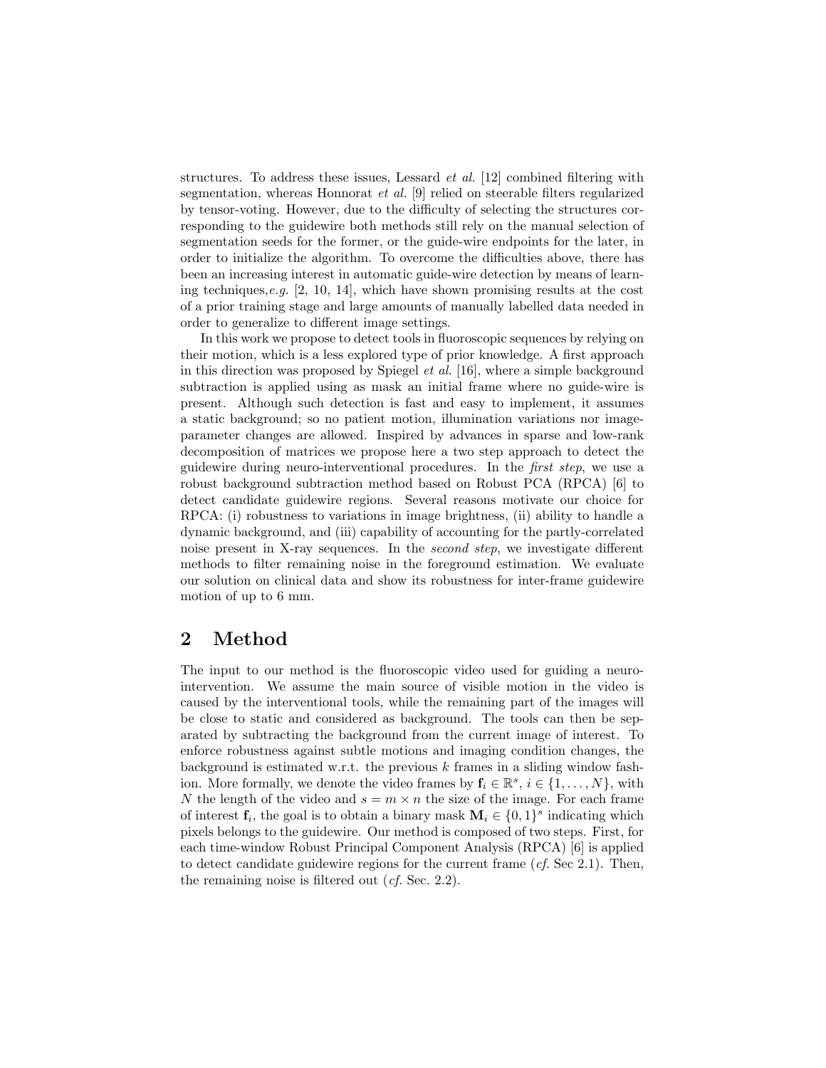structures. To address these issues, Lessard *et al.* [12] combined filtering with segmentation, whereas Honnorat *et al.* [9] relied on steerable filters regularized by tensor-voting. However, due to the difficulty of selecting the structures corresponding to the guidewire both methods still rely on the manual selection of segmentation seeds for the former, or the guide-wire endpoints for the later, in order to initialize the algorithm. To overcome the difficulties above, there has been an increasing interest in automatic guide-wire detection by means of learning techniques,*e.g.* [2, 10, 14], which have shown promising results at the cost of a prior training stage and large amounts of manually labelled data needed in order to generalize to different image settings.

In this work we propose to detect tools in fluoroscopic sequences by relying on their motion, which is a less explored type of prior knowledge. A first approach in this direction was proposed by Spiegel *et al.* [16], where a simple background subtraction is applied using as mask an initial frame where no guide-wire is present. Although such detection is fast and easy to implement, it assumes a static background; so no patient motion, illumination variations nor image-parameter changes are allowed. Inspired by advances in sparse and low-rank decomposition of matrices we propose here a two step approach to detect the guidewire during neuro-interventional procedures. In the *first step*, we use a robust background subtraction method based on Robust PCA (RPCA) [6] to detect candidate guidewire regions. Several reasons motivate our choice for RPCA: (i) robustness to variations in image brightness, (ii) ability to handle a dynamic background, and (iii) capability of accounting for the partly-correlated noise present in X-ray sequences. In the *second step*, we investigate different methods to filter remaining noise in the foreground estimation. We evaluate our solution on clinical data and show its robustness for inter-frame guidewire motion of up to 6 mm.

## 2 Method

The input to our method is the fluoroscopic video used for guiding a neuro-intervention. We assume the main source of visible motion in the video is caused by the interventional tools, while the remaining part of the images will be close to static and considered as background. The tools can then be separated by subtracting the background from the current image of interest. To enforce robustness against subtle motions and imaging condition changes, the background is estimated w.r.t. the previous $k$ frames in a sliding window fashion. More formally, we denote the video frames by $\mathbf{f}_i \in \mathbb{R}^s$, $i \in \{1, \ldots, N\}$, with $N$ the length of the video and $s = m \times n$ the size of the image. For each frame of interest $\mathbf{f}_i$, the goal is to obtain a binary mask $\mathbf{M}_i \in \{0, 1\}^s$ indicating which pixels belongs to the guidewire. Our method is composed of two steps. First, for each time-window Robust Principal Component Analysis (RPCA) [6] is applied to detect candidate guidewire regions for the current frame (*cf.* Sec 2.1). Then, the remaining noise is filtered out (*cf.* Sec. 2.2).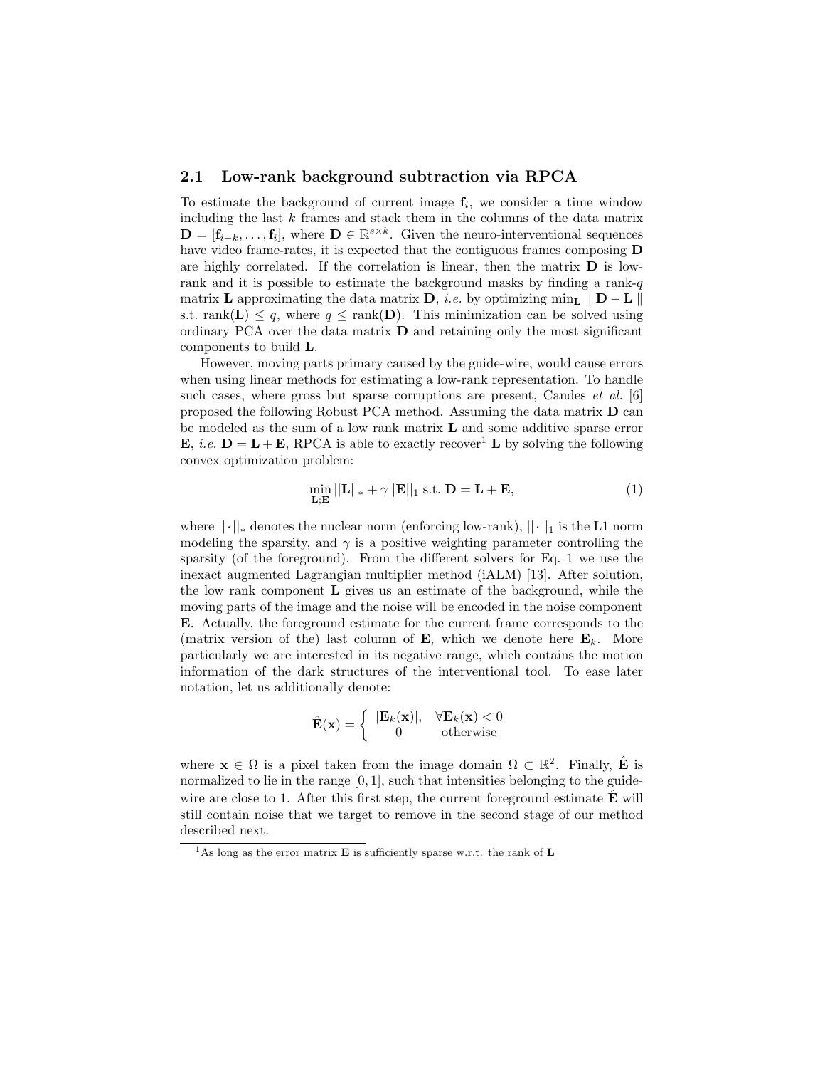### 2.1 Low-rank background subtraction via RPCA

To estimate the background of current image $\mathbf{f}_i$, we consider a time window including the last $k$ frames and stack them in the columns of the data matrix $\mathbf{D} = [\mathbf{f}_{i-k}, \ldots, \mathbf{f}_i]$, where $\mathbf{D} \in \mathbb{R}^{s \times k}$. Given the neuro-interventional sequences have video frame-rates, it is expected that the contiguous frames composing $\mathbf{D}$ are highly correlated. If the correlation is linear, then the matrix $\mathbf{D}$ is low-rank and it is possible to estimate the background masks by finding a rank-$q$ matrix $\mathbf{L}$ approximating the data matrix $\mathbf{D}$, *i.e.* by optimizing $\min_{\mathbf{L}} \parallel \mathbf{D} - \mathbf{L} \parallel$ s.t. $\text{rank}(\mathbf{L}) \leq q$, where $q \leq \text{rank}(\mathbf{D})$. This minimization can be solved using ordinary PCA over the data matrix $\mathbf{D}$ and retaining only the most significant components to build $\mathbf{L}$.

However, moving parts primary caused by the guide-wire, would cause errors when using linear methods for estimating a low-rank representation. To handle such cases, where gross but sparse corruptions are present, Candes *et al.* [6] proposed the following Robust PCA method. Assuming the data matrix $\mathbf{D}$ can be modeled as the sum of a low rank matrix $\mathbf{L}$ and some additive sparse error $\mathbf{E}$, *i.e.* $\mathbf{D} = \mathbf{L} + \mathbf{E}$, RPCA is able to exactly recover[1] $\mathbf{L}$ by solving the following convex optimization problem:

$$\min_{\mathbf{L};\mathbf{E}} ||\mathbf{L}||_* + \gamma ||\mathbf{E}||_1 \text{ s.t. } \mathbf{D} = \mathbf{L} + \mathbf{E}, \tag{1}$$

where $||\cdot||_*$ denotes the nuclear norm (enforcing low-rank), $||\cdot||_1$ is the L1 norm modeling the sparsity, and $\gamma$ is a positive weighting parameter controlling the sparsity (of the foreground). From the different solvers for Eq. 1 we use the inexact augmented Lagrangian multiplier method (iALM) [13]. After solution, the low rank component $\mathbf{L}$ gives us an estimate of the background, while the moving parts of the image and the noise will be encoded in the noise component $\mathbf{E}$. Actually, the foreground estimate for the current frame corresponds to the (matrix version of the) last column of $\mathbf{E}$, which we denote here $\mathbf{E}_k$. More particularly we are interested in its negative range, which contains the motion information of the dark structures of the interventional tool. To ease later notation, let us additionally denote:

$$\hat{\mathbf{E}}(\mathbf{x}) = \begin{cases} |\mathbf{E}_k(\mathbf{x})|, & \forall \mathbf{E}_k(\mathbf{x}) < 0 \\ 0 & \text{otherwise} \end{cases}$$

where $\mathbf{x} \in \Omega$ is a pixel taken from the image domain $\Omega \subset \mathbb{R}^2$. Finally, $\hat{\mathbf{E}}$ is normalized to lie in the range $[0, 1]$, such that intensities belonging to the guide-wire are close to 1. After this first step, the current foreground estimate $\hat{\mathbf{E}}$ will still contain noise that we target to remove in the second stage of our method described next.

[1] As long as the error matrix $\mathbf{E}$ is sufficiently sparse w.r.t. the rank of $\mathbf{L}$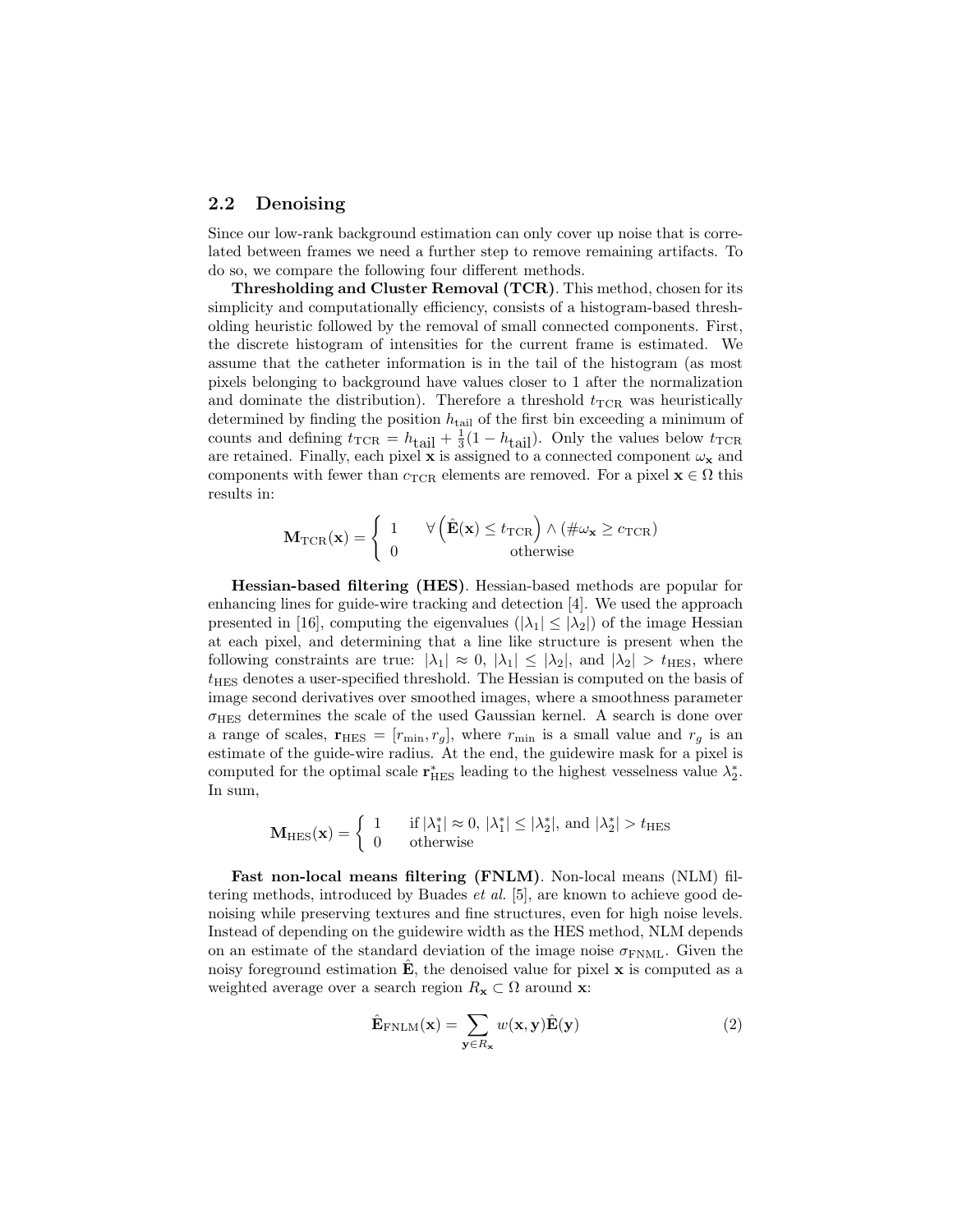### 2.2 Denoising

Since our low-rank background estimation can only cover up noise that is correlated between frames we need a further step to remove remaining artifacts. To do so, we compare the following four different methods.

**Thresholding and Cluster Removal (TCR)**. This method, chosen for its simplicity and computationally efficiency, consists of a histogram-based thresholding heuristic followed by the removal of small connected components. First, the discrete histogram of intensities for the current frame is estimated. We assume that the catheter information is in the tail of the histogram (as most pixels belonging to background have values closer to 1 after the normalization and dominate the distribution). Therefore a threshold $t_{\text{TCR}}$ was heuristically determined by finding the position $h_{\text{tail}}$ of the first bin exceeding a minimum of counts and defining $t_{\text{TCR}} = h_{\text{tail}} + \frac{1}{3}(1 - h_{\text{tail}})$. Only the values below $t_{\text{TCR}}$ are retained. Finally, each pixel $\mathbf{x}$ is assigned to a connected component $\omega_{\mathbf{x}}$ and components with fewer than $c_{\text{TCR}}$ elements are removed. For a pixel $\mathbf{x} \in \Omega$ this results in:

$$\mathbf{M}_{\text{TCR}}(\mathbf{x}) = \begin{cases} 1 & \forall \left(\hat{\mathbf{E}}(\mathbf{x}) \leq t_{\text{TCR}}\right) \wedge (\#\omega_{\mathbf{x}} \geq c_{\text{TCR}}) \\ 0 & \text{otherwise} \end{cases}$$

**Hessian-based filtering (HES)**. Hessian-based methods are popular for enhancing lines for guide-wire tracking and detection [4]. We used the approach presented in [16], computing the eigenvalues ($|\lambda_1| \leq |\lambda_2|$) of the image Hessian at each pixel, and determining that a line like structure is present when the following constraints are true: $|\lambda_1| \approx 0$, $|\lambda_1| \leq |\lambda_2|$, and $|\lambda_2| > t_{\text{HES}}$, where $t_{\text{HES}}$ denotes a user-specified threshold. The Hessian is computed on the basis of image second derivatives over smoothed images, where a smoothness parameter $\sigma_{\text{HES}}$ determines the scale of the used Gaussian kernel. A search is done over a range of scales, $\mathbf{r}_{\text{HES}} = [r_{\min}, r_g]$, where $r_{\min}$ is a small value and $r_g$ is an estimate of the guide-wire radius. At the end, the guidewire mask for a pixel is computed for the optimal scale $\mathbf{r}^*_{\text{HES}}$ leading to the highest vesselness value $\lambda^*_2$. In sum,

$$\mathbf{M}_{\text{HES}}(\mathbf{x}) = \begin{cases} 1 & \text{if } |\lambda^*_1| \approx 0,\ |\lambda^*_1| \leq |\lambda^*_2|, \text{ and } |\lambda^*_2| > t_{\text{HES}} \\ 0 & \text{otherwise} \end{cases}$$

**Fast non-local means filtering (FNLM)**. Non-local means (NLM) filtering methods, introduced by Buades *et al.* [5], are known to achieve good denoising while preserving textures and fine structures, even for high noise levels. Instead of depending on the guidewire width as the HES method, NLM depends on an estimate of the standard deviation of the image noise $\sigma_{\text{FNML}}$. Given the noisy foreground estimation $\hat{\mathbf{E}}$, the denoised value for pixel $\mathbf{x}$ is computed as a weighted average over a search region $R_{\mathbf{x}} \subset \Omega$ around $\mathbf{x}$:

$$\hat{\mathbf{E}}_{\text{FNLM}}(\mathbf{x}) = \sum_{\mathbf{y} \in R_{\mathbf{x}}} w(\mathbf{x}, \mathbf{y}) \hat{\mathbf{E}}(\mathbf{y}) \tag{2}$$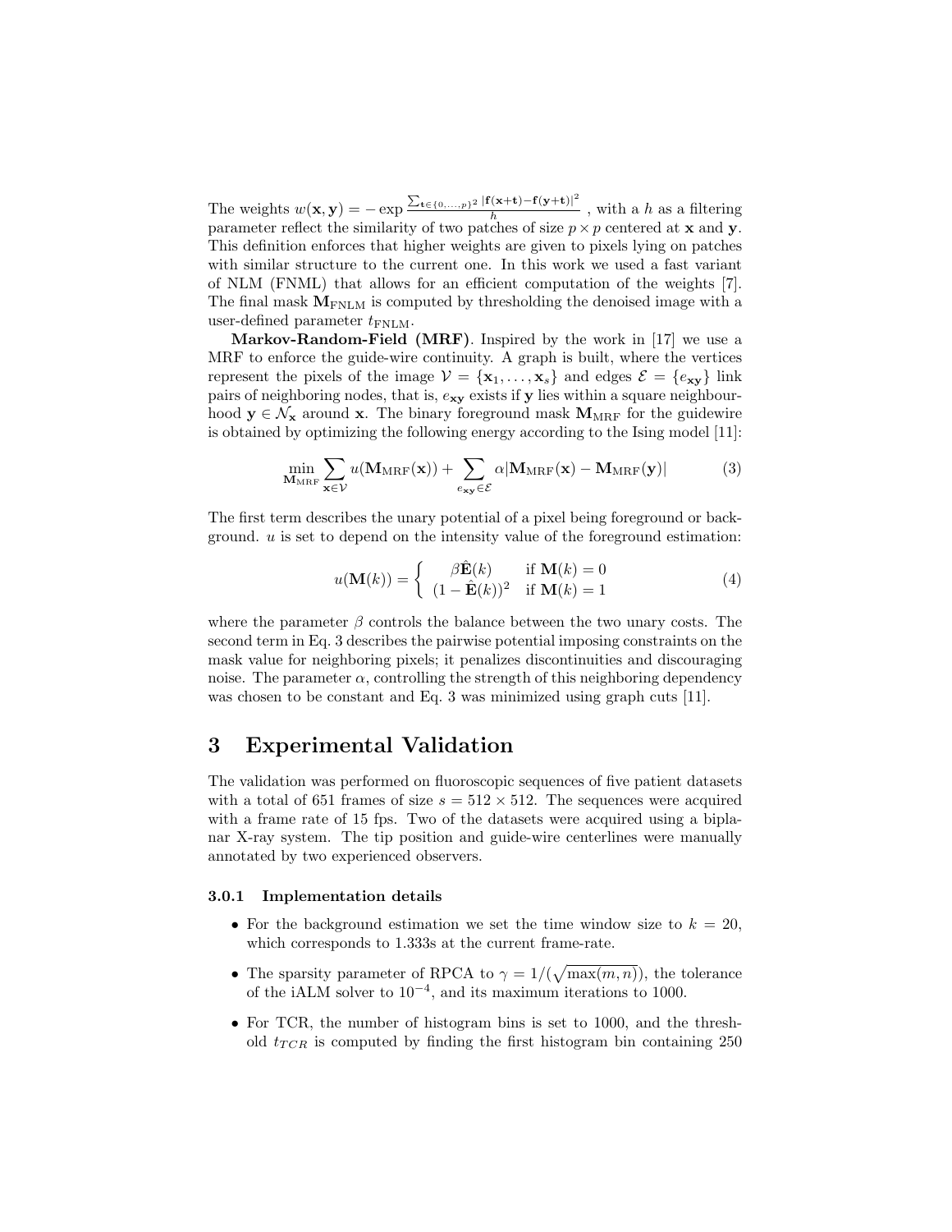The weights $w(\mathbf{x}, \mathbf{y}) = -\exp \frac{\sum_{\mathbf{t} \in \{0,\ldots,p\}^2} |\mathbf{f}(\mathbf{x}+\mathbf{t}) - \mathbf{f}(\mathbf{y}+\mathbf{t})|^2}{h}$ , with a $h$ as a filtering parameter reflect the similarity of two patches of size $p \times p$ centered at $\mathbf{x}$ and $\mathbf{y}$. This definition enforces that higher weights are given to pixels lying on patches with similar structure to the current one. In this work we used a fast variant of NLM (FNML) that allows for an efficient computation of the weights [7]. The final mask $\mathbf{M}_{\mathrm{FNLM}}$ is computed by thresholding the denoised image with a user-defined parameter $t_{\mathrm{FNLM}}$.

**Markov-Random-Field (MRF)**. Inspired by the work in [17] we use a MRF to enforce the guide-wire continuity. A graph is built, where the vertices represent the pixels of the image $\mathcal{V} = \{\mathbf{x}_1, \ldots, \mathbf{x}_s\}$ and edges $\mathcal{E} = \{e_{\mathbf{xy}}\}$ link pairs of neighboring nodes, that is, $e_{\mathbf{xy}}$ exists if $\mathbf{y}$ lies within a square neighbourhood $\mathbf{y} \in \mathcal{N}_{\mathbf{x}}$ around $\mathbf{x}$. The binary foreground mask $\mathbf{M}_{\mathrm{MRF}}$ for the guidewire is obtained by optimizing the following energy according to the Ising model [11]:

$$\min_{\mathbf{M}_{\mathrm{MRF}}} \sum_{\mathbf{x} \in \mathcal{V}} u(\mathbf{M}_{\mathrm{MRF}}(\mathbf{x})) + \sum_{e_{\mathbf{xy}} \in \mathcal{E}} \alpha |\mathbf{M}_{\mathrm{MRF}}(\mathbf{x}) - \mathbf{M}_{\mathrm{MRF}}(\mathbf{y})| \tag{3}$$

The first term describes the unary potential of a pixel being foreground or background. $u$ is set to depend on the intensity value of the foreground estimation:

$$u(\mathbf{M}(k)) = \begin{cases} \beta \hat{\mathbf{E}}(k) & \text{if } \mathbf{M}(k) = 0 \\ (1 - \hat{\mathbf{E}}(k))^2 & \text{if } \mathbf{M}(k) = 1 \end{cases} \tag{4}$$

where the parameter $\beta$ controls the balance between the two unary costs. The second term in Eq. 3 describes the pairwise potential imposing constraints on the mask value for neighboring pixels; it penalizes discontinuities and discouraging noise. The parameter $\alpha$, controlling the strength of this neighboring dependency was chosen to be constant and Eq. 3 was minimized using graph cuts [11].

# 3 Experimental Validation

The validation was performed on fluoroscopic sequences of five patient datasets with a total of 651 frames of size $s = 512 \times 512$. The sequences were acquired with a frame rate of 15 fps. Two of the datasets were acquired using a biplanar X-ray system. The tip position and guide-wire centerlines were manually annotated by two experienced observers.

### 3.0.1 Implementation details

- For the background estimation we set the time window size to $k = 20$, which corresponds to 1.333s at the current frame-rate.
- The sparsity parameter of RPCA to $\gamma = 1/(\sqrt{\max(m, n)})$, the tolerance of the iALM solver to $10^{-4}$, and its maximum iterations to 1000.
- For TCR, the number of histogram bins is set to 1000, and the threshold $t_{TCR}$ is computed by finding the first histogram bin containing 250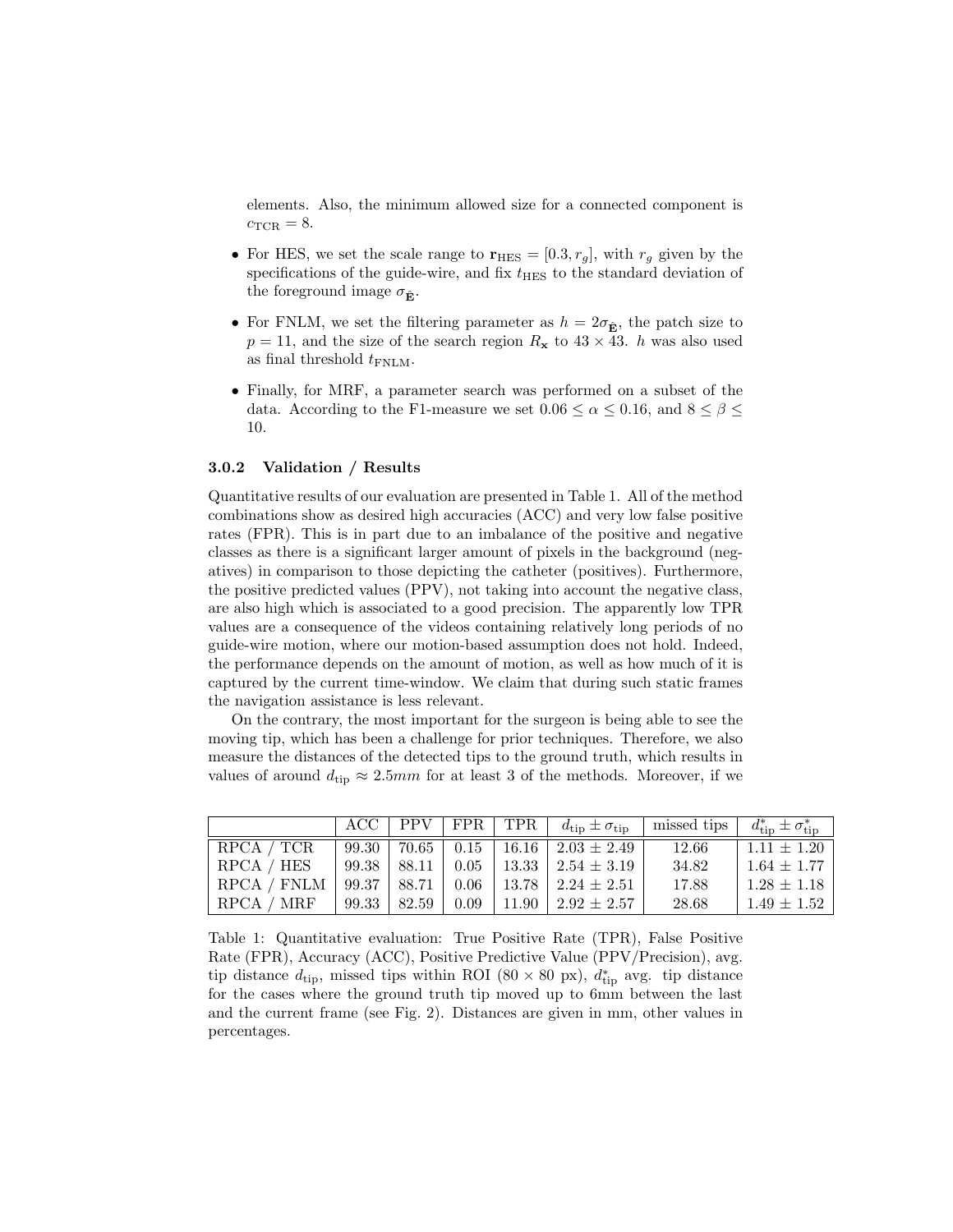elements. Also, the minimum allowed size for a connected component is $c_{\text{TCR}} = 8$.

- For HES, we set the scale range to $\mathbf{r}_{\text{HES}} = [0.3, r_g]$, with $r_g$ given by the specifications of the guide-wire, and fix $t_{\text{HES}}$ to the standard deviation of the foreground image $\sigma_{\hat{\mathbf{E}}}$.
- For FNLM, we set the filtering parameter as $h = 2\sigma_{\hat{\mathbf{E}}}$, the patch size to $p = 11$, and the size of the search region $R_{\mathbf{x}}$ to $43 \times 43$. $h$ was also used as final threshold $t_{\text{FNLM}}$.
- Finally, for MRF, a parameter search was performed on a subset of the data. According to the F1-measure we set $0.06 \leq \alpha \leq 0.16$, and $8 \leq \beta \leq 10$.

#### 3.0.2 Validation / Results

Quantitative results of our evaluation are presented in Table 1. All of the method combinations show as desired high accuracies (ACC) and very low false positive rates (FPR). This is in part due to an imbalance of the positive and negative classes as there is a significant larger amount of pixels in the background (negatives) in comparison to those depicting the catheter (positives). Furthermore, the positive predicted values (PPV), not taking into account the negative class, are also high which is associated to a good precision. The apparently low TPR values are a consequence of the videos containing relatively long periods of no guide-wire motion, where our motion-based assumption does not hold. Indeed, the performance depends on the amount of motion, as well as how much of it is captured by the current time-window. We claim that during such static frames the navigation assistance is less relevant.

On the contrary, the most important for the surgeon is being able to see the moving tip, which has been a challenge for prior techniques. Therefore, we also measure the distances of the detected tips to the ground truth, which results in values of around $d_{\text{tip}} \approx 2.5mm$ for at least 3 of the methods. Moreover, if we

| | ACC | PPV | FPR | TPR | $d_{\text{tip}} \pm \sigma_{\text{tip}}$ | missed tips | $d^*_{\text{tip}} \pm \sigma^*_{\text{tip}}$ |
|---|---|---|---|---|---|---|---|
| RPCA / TCR | 99.30 | 70.65 | 0.15 | 16.16 | $2.03 \pm 2.49$ | 12.66 | $1.11 \pm 1.20$ |
| RPCA / HES | 99.38 | 88.11 | 0.05 | 13.33 | $2.54 \pm 3.19$ | 34.82 | $1.64 \pm 1.77$ |
| RPCA / FNLM | 99.37 | 88.71 | 0.06 | 13.78 | $2.24 \pm 2.51$ | 17.88 | $1.28 \pm 1.18$ |
| RPCA / MRF | 99.33 | 82.59 | 0.09 | 11.90 | $2.92 \pm 2.57$ | 28.68 | $1.49 \pm 1.52$ |

Table 1: Quantitative evaluation: True Positive Rate (TPR), False Positive Rate (FPR), Accuracy (ACC), Positive Predictive Value (PPV/Precision), avg. tip distance $d_{\text{tip}}$, missed tips within ROI ($80 \times 80$ px), $d^*_{\text{tip}}$ avg. tip distance for the cases where the ground truth tip moved up to 6mm between the last and the current frame (see Fig. 2). Distances are given in mm, other values in percentages.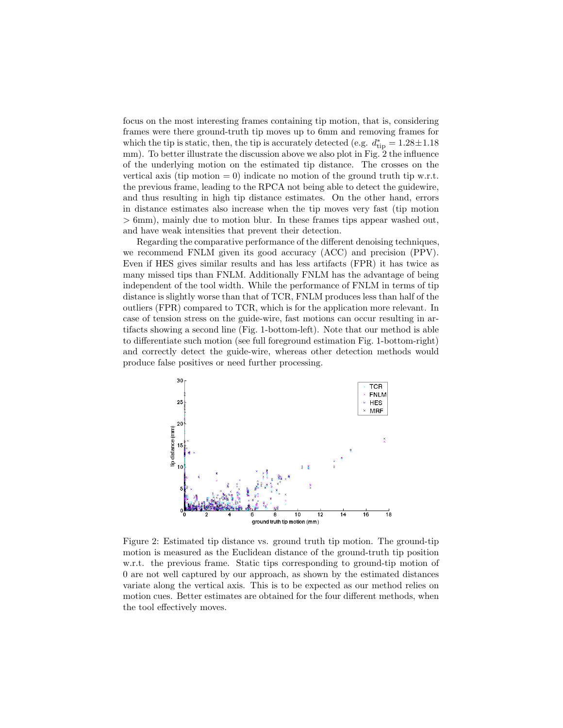focus on the most interesting frames containing tip motion, that is, considering frames were there ground-truth tip moves up to 6mm and removing frames for which the tip is static, then, the tip is accurately detected (e.g. $d^{*}_{\text{tip}} = 1.28 \pm 1.18$ mm). To better illustrate the discussion above we also plot in Fig. 2 the influence of the underlying motion on the estimated tip distance. The crosses on the vertical axis (tip motion = 0) indicate no motion of the ground truth tip w.r.t. the previous frame, leading to the RPCA not being able to detect the guidewire, and thus resulting in high tip distance estimates. On the other hand, errors in distance estimates also increase when the tip moves very fast (tip motion $> 6$mm), mainly due to motion blur. In these frames tips appear washed out, and have weak intensities that prevent their detection.

Regarding the comparative performance of the different denoising techniques, we recommend FNLM given its good accuracy (ACC) and precision (PPV). Even if HES gives similar results and has less artifacts (FPR) it has twice as many missed tips than FNLM. Additionally FNLM has the advantage of being independent of the tool width. While the performance of FNLM in terms of tip distance is slightly worse than that of TCR, FNLM produces less than half of the outliers (FPR) compared to TCR, which is for the application more relevant. In case of tension stress on the guide-wire, fast motions can occur resulting in artifacts showing a second line (Fig. 1-bottom-left). Note that our method is able to differentiate such motion (see full foreground estimation Fig. 1-bottom-right) and correctly detect the guide-wire, whereas other detection methods would produce false positives or need further processing.

Figure 2: Estimated tip distance vs. ground truth tip motion. The ground-tip motion is measured as the Euclidean distance of the ground-truth tip position w.r.t. the previous frame. Static tips corresponding to ground-tip motion of 0 are not well captured by our approach, as shown by the estimated distances variate along the vertical axis. This is to be expected as our method relies on motion cues. Better estimates are obtained for the four different methods, when the tool effectively moves.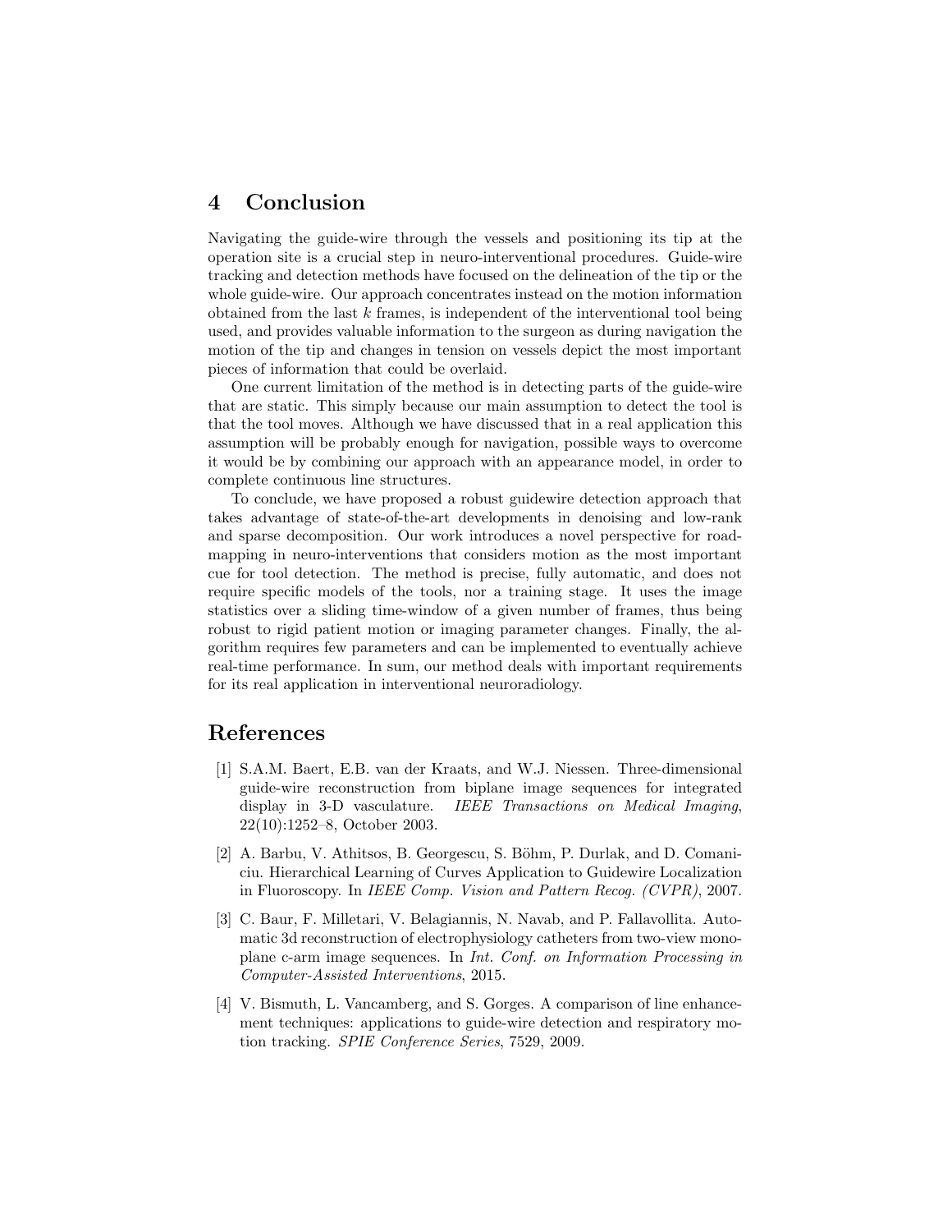## 4 Conclusion

Navigating the guide-wire through the vessels and positioning its tip at the operation site is a crucial step in neuro-interventional procedures. Guide-wire tracking and detection methods have focused on the delineation of the tip or the whole guide-wire. Our approach concentrates instead on the motion information obtained from the last $k$ frames, is independent of the interventional tool being used, and provides valuable information to the surgeon as during navigation the motion of the tip and changes in tension on vessels depict the most important pieces of information that could be overlaid.

One current limitation of the method is in detecting parts of the guide-wire that are static. This simply because our main assumption to detect the tool is that the tool moves. Although we have discussed that in a real application this assumption will be probably enough for navigation, possible ways to overcome it would be by combining our approach with an appearance model, in order to complete continuous line structures.

To conclude, we have proposed a robust guidewire detection approach that takes advantage of state-of-the-art developments in denoising and low-rank and sparse decomposition. Our work introduces a novel perspective for road-mapping in neuro-interventions that considers motion as the most important cue for tool detection. The method is precise, fully automatic, and does not require specific models of the tools, nor a training stage. It uses the image statistics over a sliding time-window of a given number of frames, thus being robust to rigid patient motion or imaging parameter changes. Finally, the algorithm requires few parameters and can be implemented to eventually achieve real-time performance. In sum, our method deals with important requirements for its real application in interventional neuroradiology.

## References

[1] S.A.M. Baert, E.B. van der Kraats, and W.J. Niessen. Three-dimensional guide-wire reconstruction from biplane image sequences for integrated display in 3-D vasculature. *IEEE Transactions on Medical Imaging*, 22(10):1252–8, October 2003.

[2] A. Barbu, V. Athitsos, B. Georgescu, S. Böhm, P. Durlak, and D. Comaniciu. Hierarchical Learning of Curves Application to Guidewire Localization in Fluoroscopy. In *IEEE Comp. Vision and Pattern Recog. (CVPR)*, 2007.

[3] C. Baur, F. Milletari, V. Belagiannis, N. Navab, and P. Fallavollita. Automatic 3d reconstruction of electrophysiology catheters from two-view monoplane c-arm image sequences. In *Int. Conf. on Information Processing in Computer-Assisted Interventions*, 2015.

[4] V. Bismuth, L. Vancamberg, and S. Gorges. A comparison of line enhancement techniques: applications to guide-wire detection and respiratory motion tracking. *SPIE Conference Series*, 7529, 2009.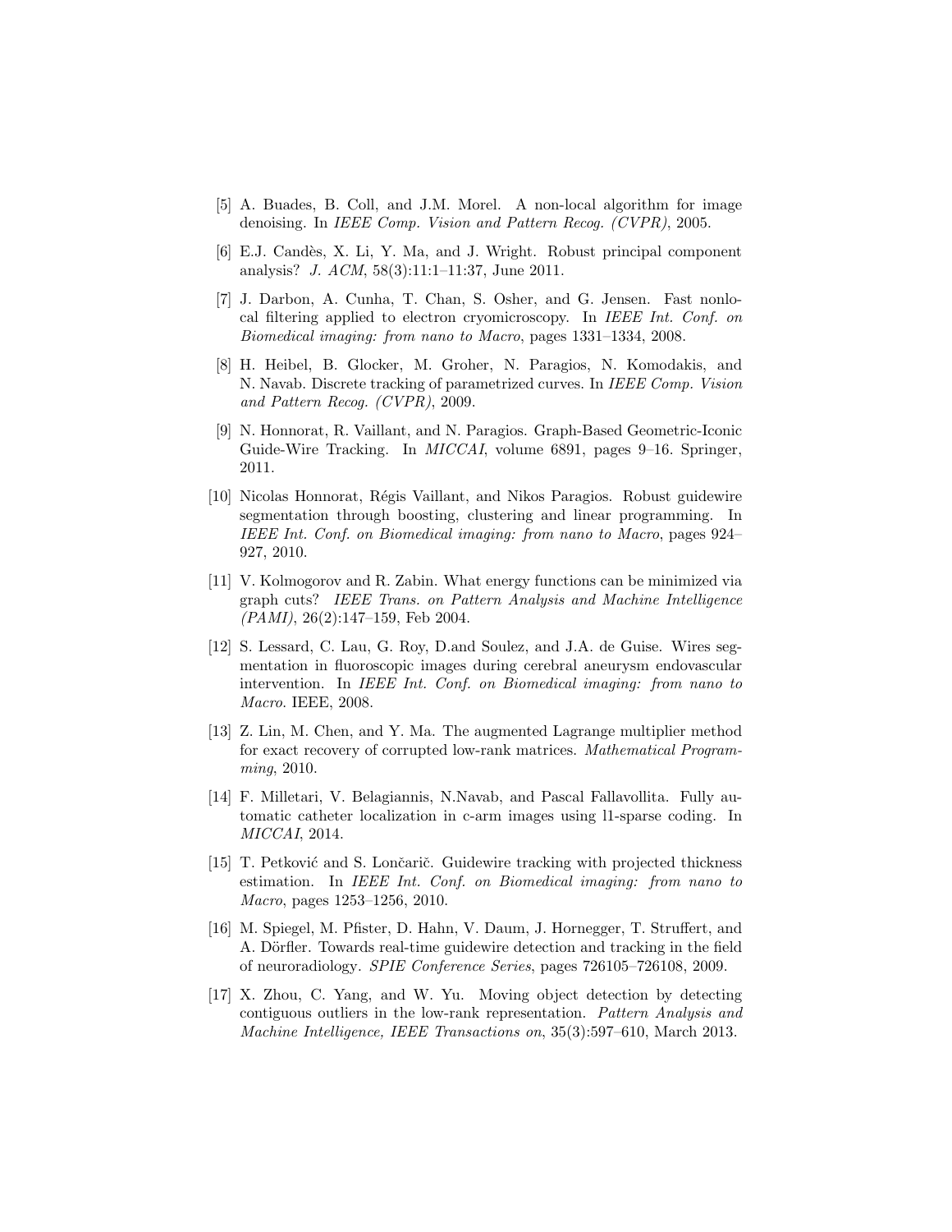[5] A. Buades, B. Coll, and J.M. Morel. A non-local algorithm for image denoising. In *IEEE Comp. Vision and Pattern Recog. (CVPR)*, 2005.

[6] E.J. Candès, X. Li, Y. Ma, and J. Wright. Robust principal component analysis? *J. ACM*, 58(3):11:1–11:37, June 2011.

[7] J. Darbon, A. Cunha, T. Chan, S. Osher, and G. Jensen. Fast nonlocal filtering applied to electron cryomicroscopy. In *IEEE Int. Conf. on Biomedical imaging: from nano to Macro*, pages 1331–1334, 2008.

[8] H. Heibel, B. Glocker, M. Groher, N. Paragios, N. Komodakis, and N. Navab. Discrete tracking of parametrized curves. In *IEEE Comp. Vision and Pattern Recog. (CVPR)*, 2009.

[9] N. Honnorat, R. Vaillant, and N. Paragios. Graph-Based Geometric-Iconic Guide-Wire Tracking. In *MICCAI*, volume 6891, pages 9–16. Springer, 2011.

[10] Nicolas Honnorat, Régis Vaillant, and Nikos Paragios. Robust guidewire segmentation through boosting, clustering and linear programming. In *IEEE Int. Conf. on Biomedical imaging: from nano to Macro*, pages 924–927, 2010.

[11] V. Kolmogorov and R. Zabin. What energy functions can be minimized via graph cuts? *IEEE Trans. on Pattern Analysis and Machine Intelligence (PAMI)*, 26(2):147–159, Feb 2004.

[12] S. Lessard, C. Lau, G. Roy, D.and Soulez, and J.A. de Guise. Wires segmentation in fluoroscopic images during cerebral aneurysm endovascular intervention. In *IEEE Int. Conf. on Biomedical imaging: from nano to Macro*. IEEE, 2008.

[13] Z. Lin, M. Chen, and Y. Ma. The augmented Lagrange multiplier method for exact recovery of corrupted low-rank matrices. *Mathematical Programming*, 2010.

[14] F. Milletari, V. Belagiannis, N.Navab, and Pascal Fallavollita. Fully automatic catheter localization in c-arm images using l1-sparse coding. In *MICCAI*, 2014.

[15] T. Petković and S. Lončarič. Guidewire tracking with projected thickness estimation. In *IEEE Int. Conf. on Biomedical imaging: from nano to Macro*, pages 1253–1256, 2010.

[16] M. Spiegel, M. Pfister, D. Hahn, V. Daum, J. Hornegger, T. Struffert, and A. Dörfler. Towards real-time guidewire detection and tracking in the field of neuroradiology. *SPIE Conference Series*, pages 726105–726108, 2009.

[17] X. Zhou, C. Yang, and W. Yu. Moving object detection by detecting contiguous outliers in the low-rank representation. *Pattern Analysis and Machine Intelligence, IEEE Transactions on*, 35(3):597–610, March 2013.